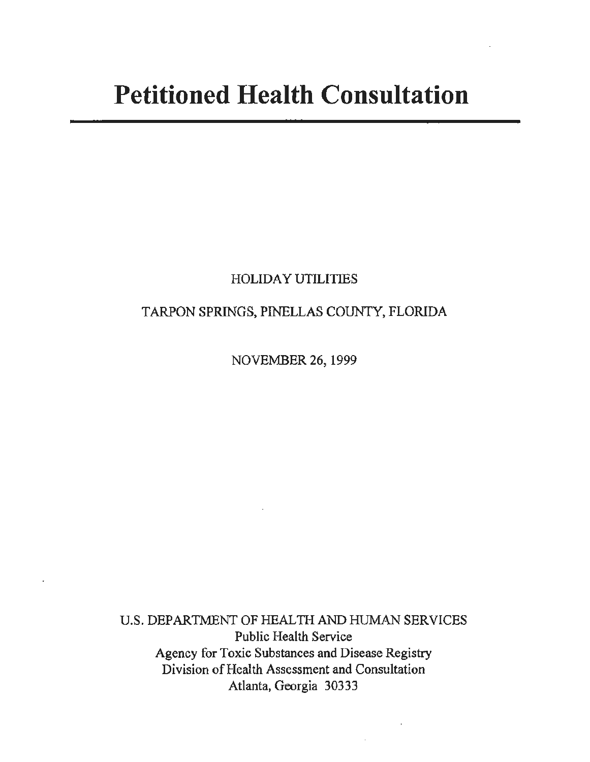# Petitioned Health Consultation

HOLIDAY UTILITIES

TARPON SPRINGS, PINELLAS COUNTY, FLORIDA

NOVEMBER 26, 1999

U.S. DEPARTMENT OF HEALTH AND HUMAN SERVICES
Public Health Service
Agency for Toxic Substances and Disease Registry
Division of Health Assessment and Consultation
Atlanta, Georgia 30333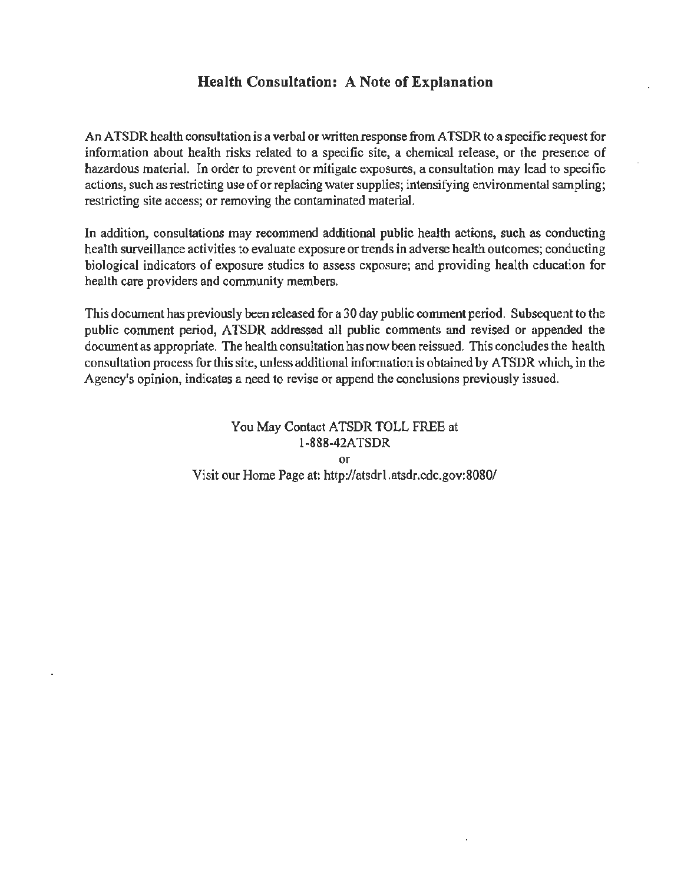## Health Consultation: A Note of Explanation

An ATSDR health consultation is a verbal or written response from ATSDR to a specific request for information about health risks related to a specific site, a chemical release, or the presence of hazardous material. In order to prevent or mitigate exposures, a consultation may lead to specific actions, such as restricting use of or replacing water supplies; intensifying environmental sampling; restricting site access; or removing the contaminated material.

In addition, consultations may recommend additional public health actions, such as conducting health surveillance activities to evaluate exposure or trends in adverse health outcomes; conducting biological indicators of exposure studies to assess exposure; and providing health education for health care providers and community members.

This document has previously been released for a 30 day public comment period. Subsequent to the public comment period, ATSDR addressed all public comments and revised or appended the document as appropriate. The health consultation has now been reissued. This concludes the health consultation process for this site, unless additional information is obtained by ATSDR which, in the Agency's opinion, indicates a need to revise or append the conclusions previously issued.

You May Contact ATSDR TOLL FREE at
1-888-42ATSDR
or
Visit our Home Page at: http://atsdr1.atsdr.cdc.gov:8080/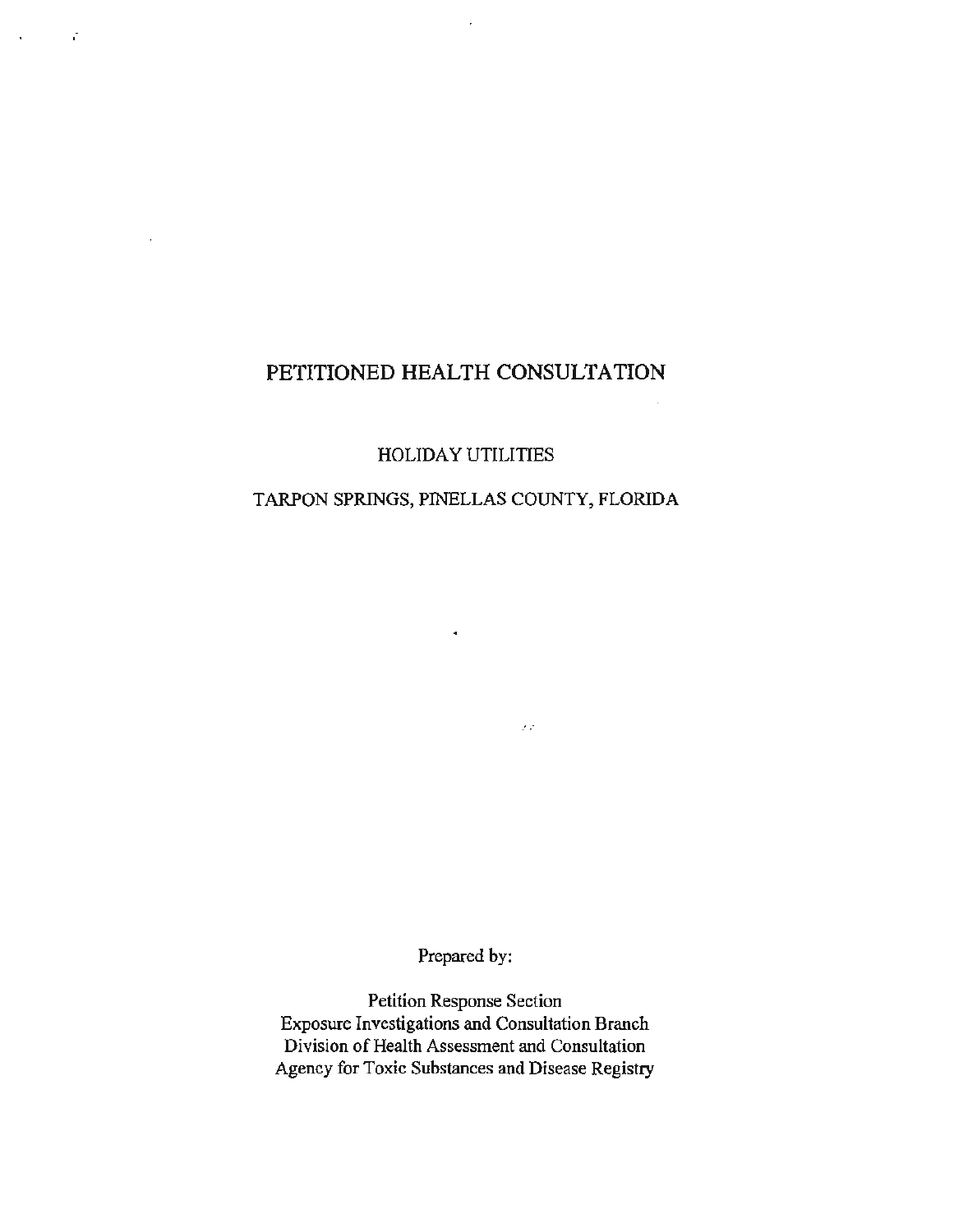# PETITIONED HEALTH CONSULTATION

HOLIDAY UTILITIES

TARPON SPRINGS, PINELLAS COUNTY, FLORIDA

Prepared by:

Petition Response Section
Exposure Investigations and Consultation Branch
Division of Health Assessment and Consultation
Agency for Toxic Substances and Disease Registry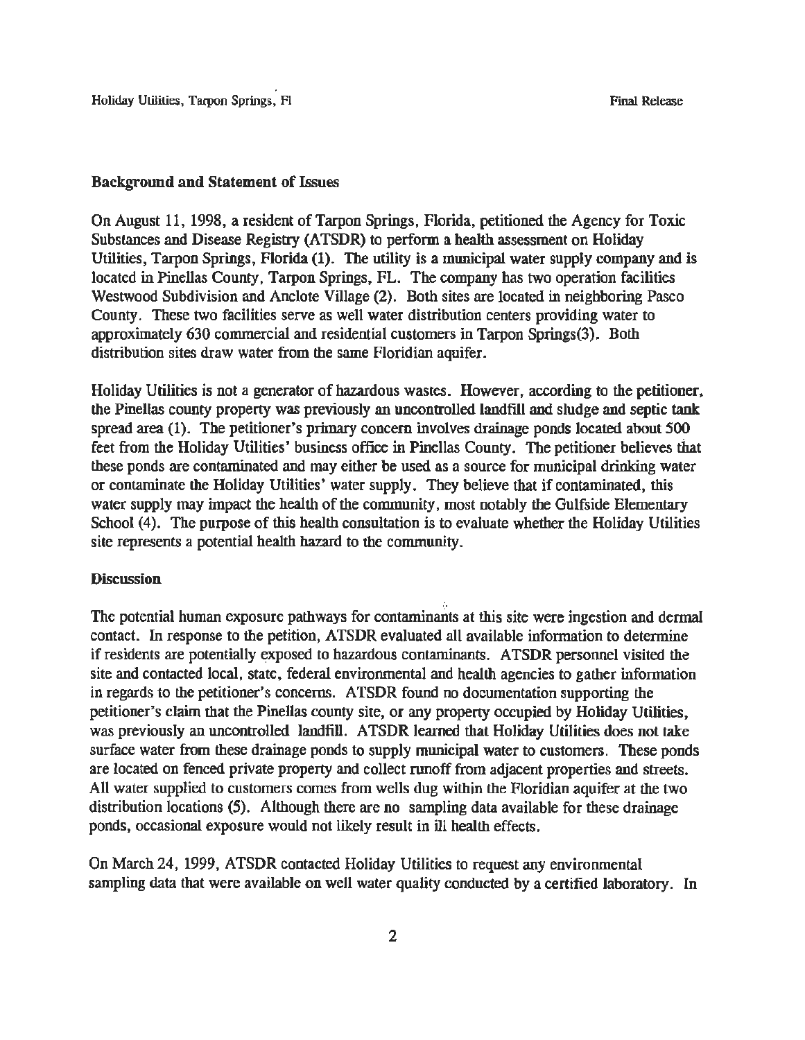**Background and Statement of Issues**

On August 11, 1998, a resident of Tarpon Springs, Florida, petitioned the Agency for Toxic Substances and Disease Registry (ATSDR) to perform a health assessment on Holiday Utilities, Tarpon Springs, Florida (1). The utility is a municipal water supply company and is located in Pinellas County, Tarpon Springs, FL. The company has two operation facilities Westwood Subdivision and Anclote Village (2). Both sites are located in neighboring Pasco County. These two facilities serve as well water distribution centers providing water to approximately 630 commercial and residential customers in Tarpon Springs(3). Both distribution sites draw water from the same Floridian aquifer.

Holiday Utilities is not a generator of hazardous wastes. However, according to the petitioner, the Pinellas county property was previously an uncontrolled landfill and sludge and septic tank spread area (1). The petitioner's primary concern involves drainage ponds located about 500 feet from the Holiday Utilities' business office in Pinellas County. The petitioner believes that these ponds are contaminated and may either be used as a source for municipal drinking water or contaminate the Holiday Utilities' water supply. They believe that if contaminated, this water supply may impact the health of the community, most notably the Gulfside Elementary School (4). The purpose of this health consultation is to evaluate whether the Holiday Utilities site represents a potential health hazard to the community.

**Discussion**

The potential human exposure pathways for contaminants at this site were ingestion and dermal contact. In response to the petition, ATSDR evaluated all available information to determine if residents are potentially exposed to hazardous contaminants. ATSDR personnel visited the site and contacted local, state, federal environmental and health agencies to gather information in regards to the petitioner's concerns. ATSDR found no documentation supporting the petitioner's claim that the Pinellas county site, or any property occupied by Holiday Utilities, was previously an uncontrolled landfill. ATSDR learned that Holiday Utilities does not take surface water from these drainage ponds to supply municipal water to customers. These ponds are located on fenced private property and collect runoff from adjacent properties and streets. All water supplied to customers comes from wells dug within the Floridian aquifer at the two distribution locations (5). Although there are no sampling data available for these drainage ponds, occasional exposure would not likely result in ill health effects.

On March 24, 1999, ATSDR contacted Holiday Utilities to request any environmental sampling data that were available on well water quality conducted by a certified laboratory. In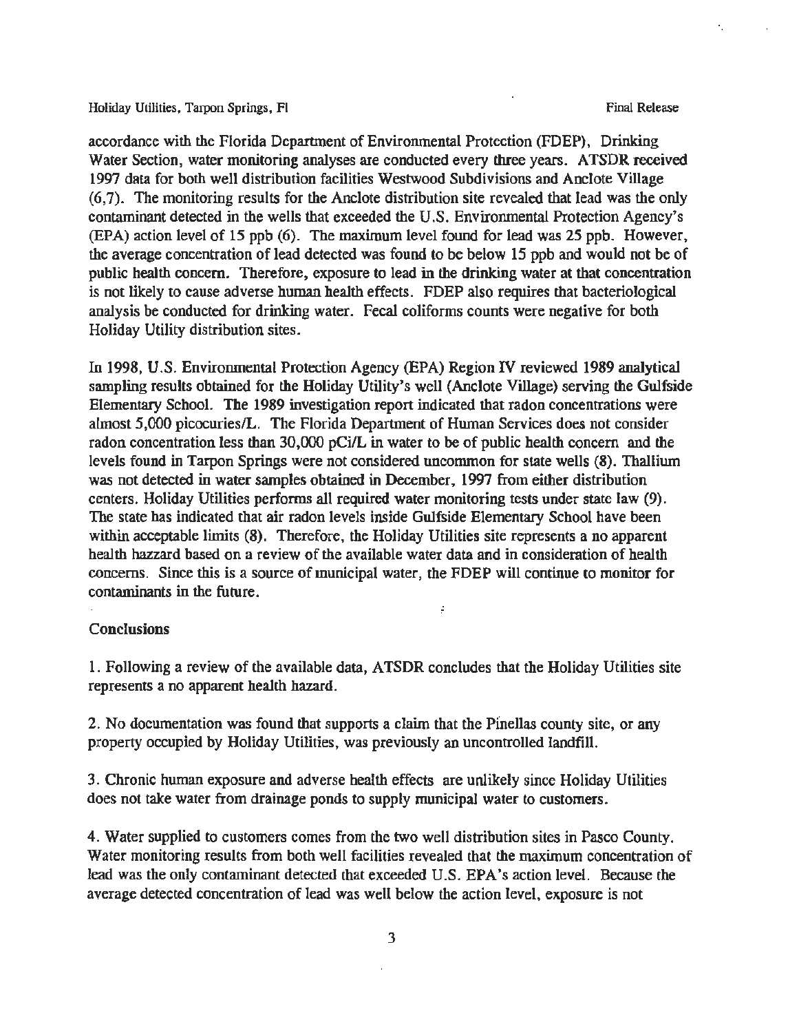accordance with the Florida Department of Environmental Protection (FDEP), Drinking Water Section, water monitoring analyses are conducted every three years. ATSDR received 1997 data for both well distribution facilities Westwood Subdivisions and Anclote Village (6,7). The monitoring results for the Anclote distribution site revealed that lead was the only contaminant detected in the wells that exceeded the U.S. Environmental Protection Agency's (EPA) action level of 15 ppb (6). The maximum level found for lead was 25 ppb. However, the average concentration of lead detected was found to be below 15 ppb and would not be of public health concern. Therefore, exposure to lead in the drinking water at that concentration is not likely to cause adverse human health effects. FDEP also requires that bacteriological analysis be conducted for drinking water. Fecal coliforms counts were negative for both Holiday Utility distribution sites.

In 1998, U.S. Environmental Protection Agency (EPA) Region IV reviewed 1989 analytical sampling results obtained for the Holiday Utility's well (Anclote Village) serving the Gulfside Elementary School. The 1989 investigation report indicated that radon concentrations were almost 5,000 picocuries/L. The Florida Department of Human Services does not consider radon concentration less than 30,000 pCi/L in water to be of public health concern and the levels found in Tarpon Springs were not considered uncommon for state wells (8). Thallium was not detected in water samples obtained in December, 1997 from either distribution centers. Holiday Utilities performs all required water monitoring tests under state law (9). The state has indicated that air radon levels inside Gulfside Elementary School have been within acceptable limits (8). Therefore, the Holiday Utilities site represents a no apparent health hazzard based on a review of the available water data and in consideration of health concerns. Since this is a source of municipal water, the FDEP will continue to monitor for contaminants in the future.

## Conclusions

1. Following a review of the available data, ATSDR concludes that the Holiday Utilities site represents a no apparent health hazard.

2. No documentation was found that supports a claim that the Pinellas county site, or any property occupied by Holiday Utilities, was previously an uncontrolled landfill.

3. Chronic human exposure and adverse health effects are unlikely since Holiday Utilities does not take water from drainage ponds to supply municipal water to customers.

4. Water supplied to customers comes from the two well distribution sites in Pasco County. Water monitoring results from both well facilities revealed that the maximum concentration of lead was the only contaminant detected that exceeded U.S. EPA's action level. Because the average detected concentration of lead was well below the action level, exposure is not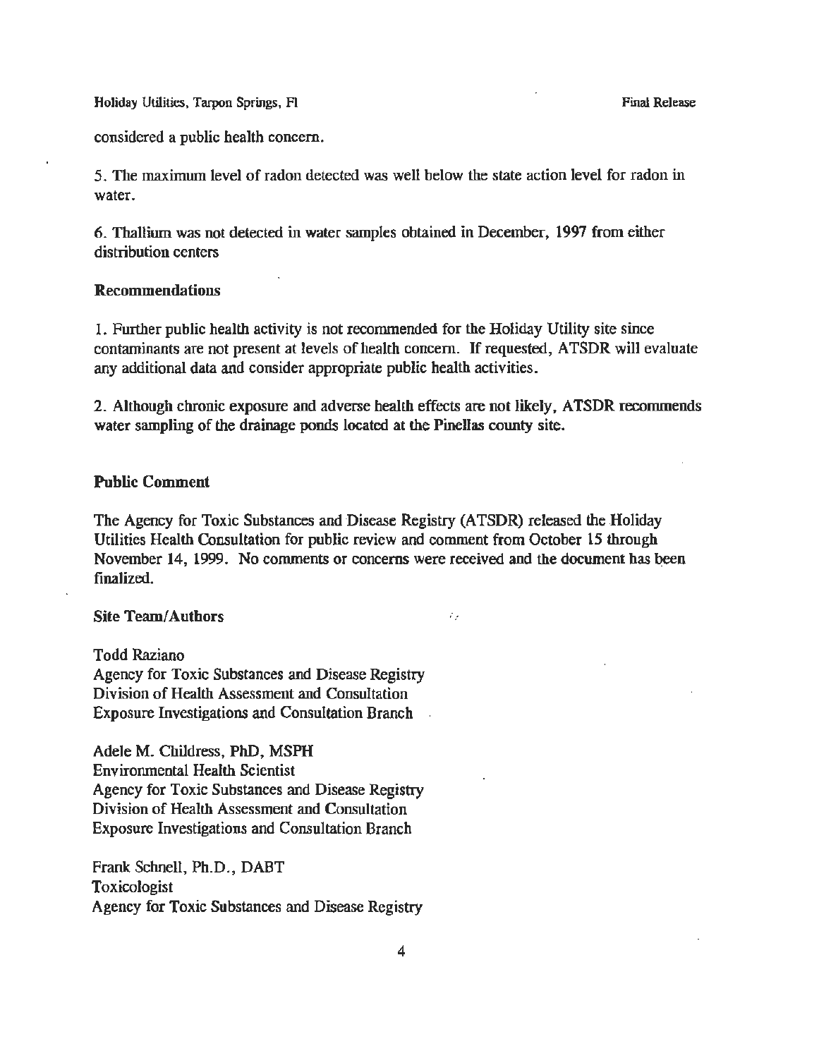considered a public health concern.

5. The maximum level of radon detected was well below the state action level for radon in water.

6. Thallium was not detected in water samples obtained in December, 1997 from either distribution centers

## Recommendations

1. Further public health activity is not recommended for the Holiday Utility site since contaminants are not present at levels of health concern. If requested, ATSDR will evaluate any additional data and consider appropriate public health activities.

2. Although chronic exposure and adverse health effects are not likely, ATSDR recommends water sampling of the drainage ponds located at the Pinellas county site.

## Public Comment

The Agency for Toxic Substances and Disease Registry (ATSDR) released the Holiday Utilities Health Consultation for public review and comment from October 15 through November 14, 1999. No comments or concerns were received and the document has been finalized.

## Site Team/Authors

Todd Raziano
Agency for Toxic Substances and Disease Registry
Division of Health Assessment and Consultation
Exposure Investigations and Consultation Branch

Adele M. Childress, PhD, MSPH
Environmental Health Scientist
Agency for Toxic Substances and Disease Registry
Division of Health Assessment and Consultation
Exposure Investigations and Consultation Branch

Frank Schnell, Ph.D., DABT
Toxicologist
Agency for Toxic Substances and Disease Registry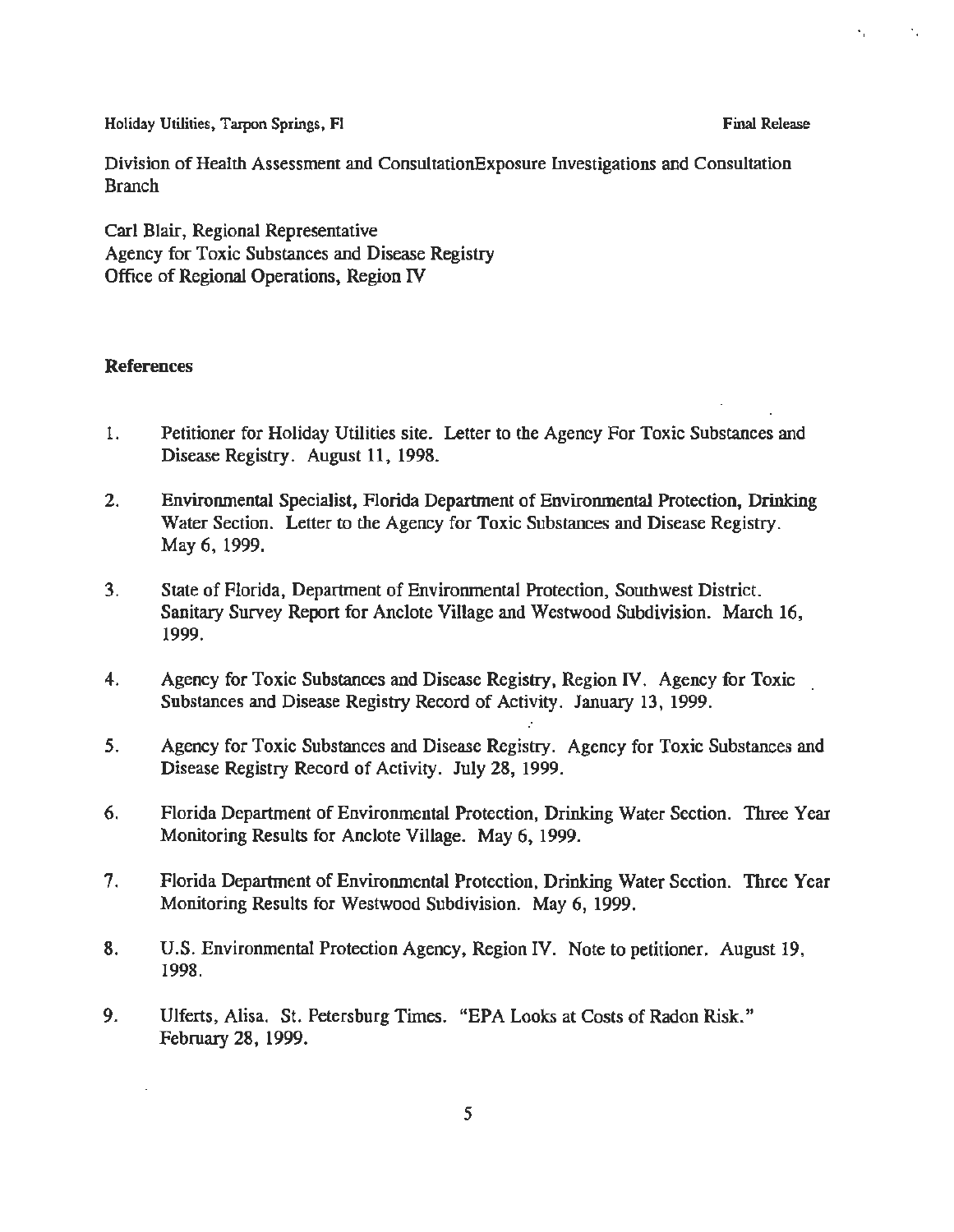Division of Health Assessment and ConsultationExposure Investigations and Consultation Branch

Carl Blair, Regional Representative
Agency for Toxic Substances and Disease Registry
Office of Regional Operations, Region IV

**References**

1. Petitioner for Holiday Utilities site. Letter to the Agency For Toxic Substances and Disease Registry. August 11, 1998.

2. Environmental Specialist, Florida Department of Environmental Protection, Drinking Water Section. Letter to the Agency for Toxic Substances and Disease Registry. May 6, 1999.

3. State of Florida, Department of Environmental Protection, Southwest District. Sanitary Survey Report for Anclote Village and Westwood Subdivision. March 16, 1999.

4. Agency for Toxic Substances and Disease Registry, Region IV. Agency for Toxic Substances and Disease Registry Record of Activity. January 13, 1999.

5. Agency for Toxic Substances and Disease Registry. Agency for Toxic Substances and Disease Registry Record of Activity. July 28, 1999.

6. Florida Department of Environmental Protection, Drinking Water Section. Three Year Monitoring Results for Anclote Village. May 6, 1999.

7. Florida Department of Environmental Protection, Drinking Water Section. Three Year Monitoring Results for Westwood Subdivision. May 6, 1999.

8. U.S. Environmental Protection Agency, Region IV. Note to petitioner. August 19, 1998.

9. Ulferts, Alisa. St. Petersburg Times. "EPA Looks at Costs of Radon Risk." February 28, 1999.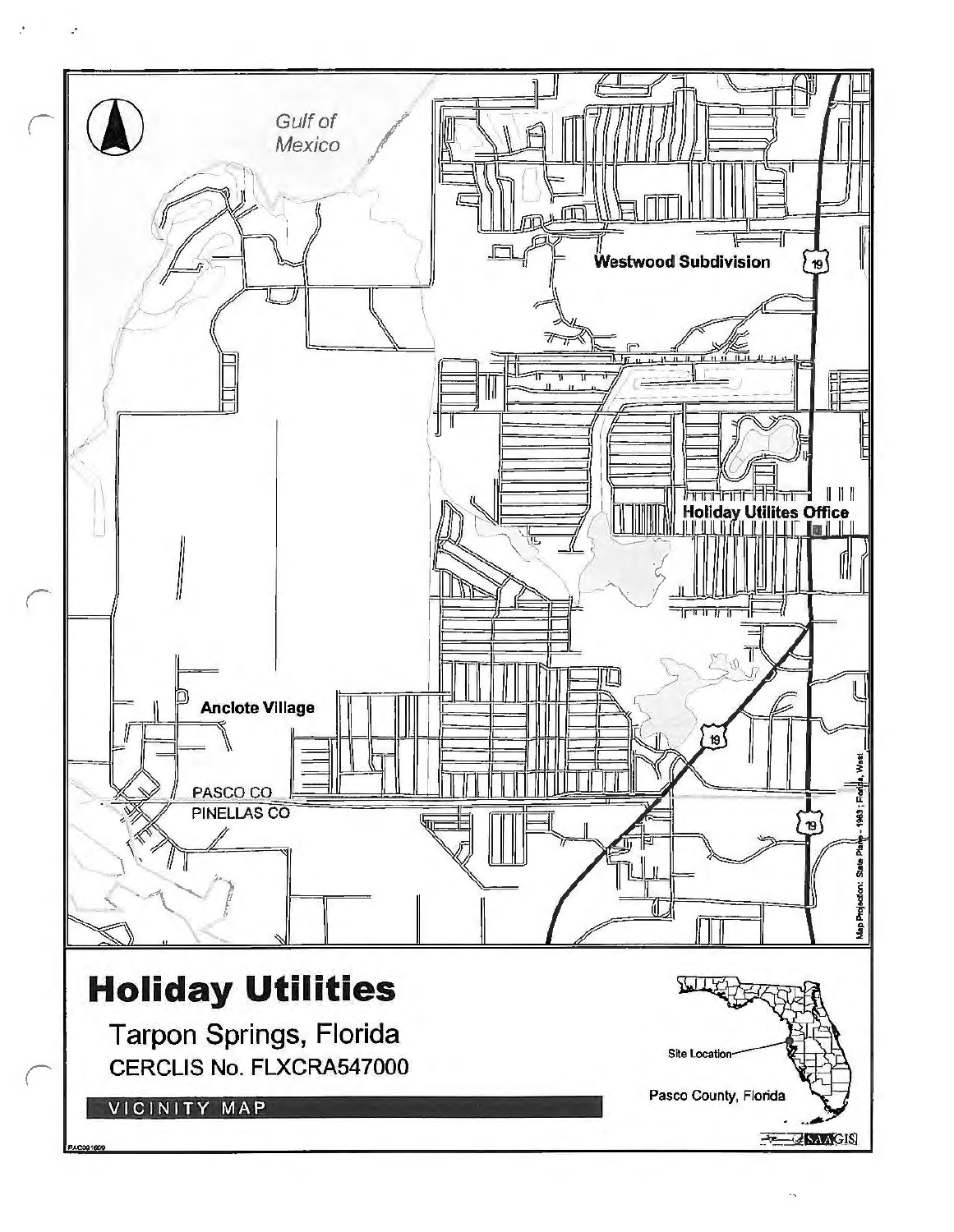Gulf of Mexico

Westwood Subdivision

Holiday Utilites Office

Anclote Village

PASCO CO

PINELLAS CO

19

Map Projection: State Plane - 1983 : Florida, West

# Holiday Utilities

Tarpon Springs, Florida

CERCLIS No. FLXCRA547000

VICINITY MAP

Site Location

Pasco County, Florida

SAM GIS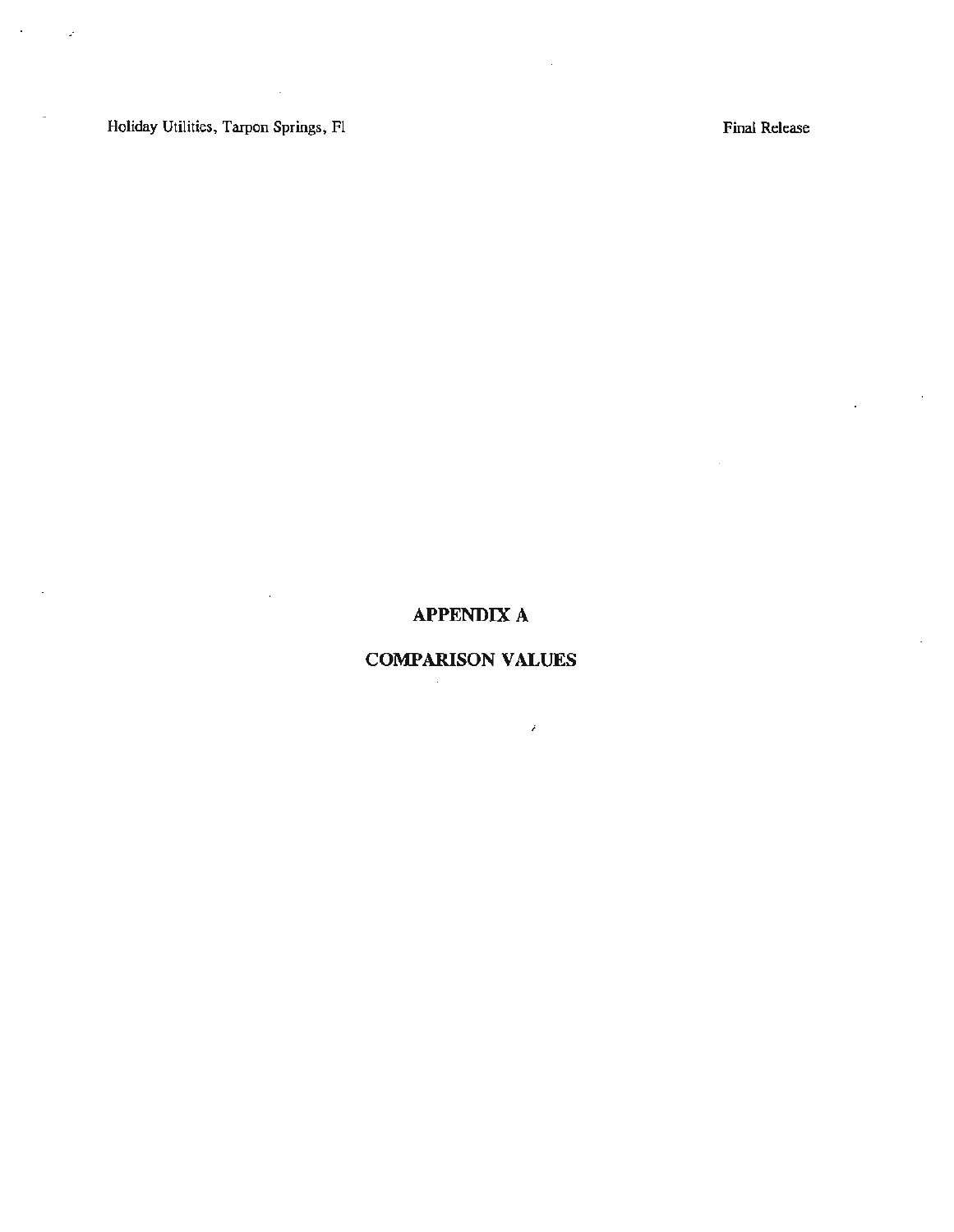# APPENDIX A

# COMPARISON VALUES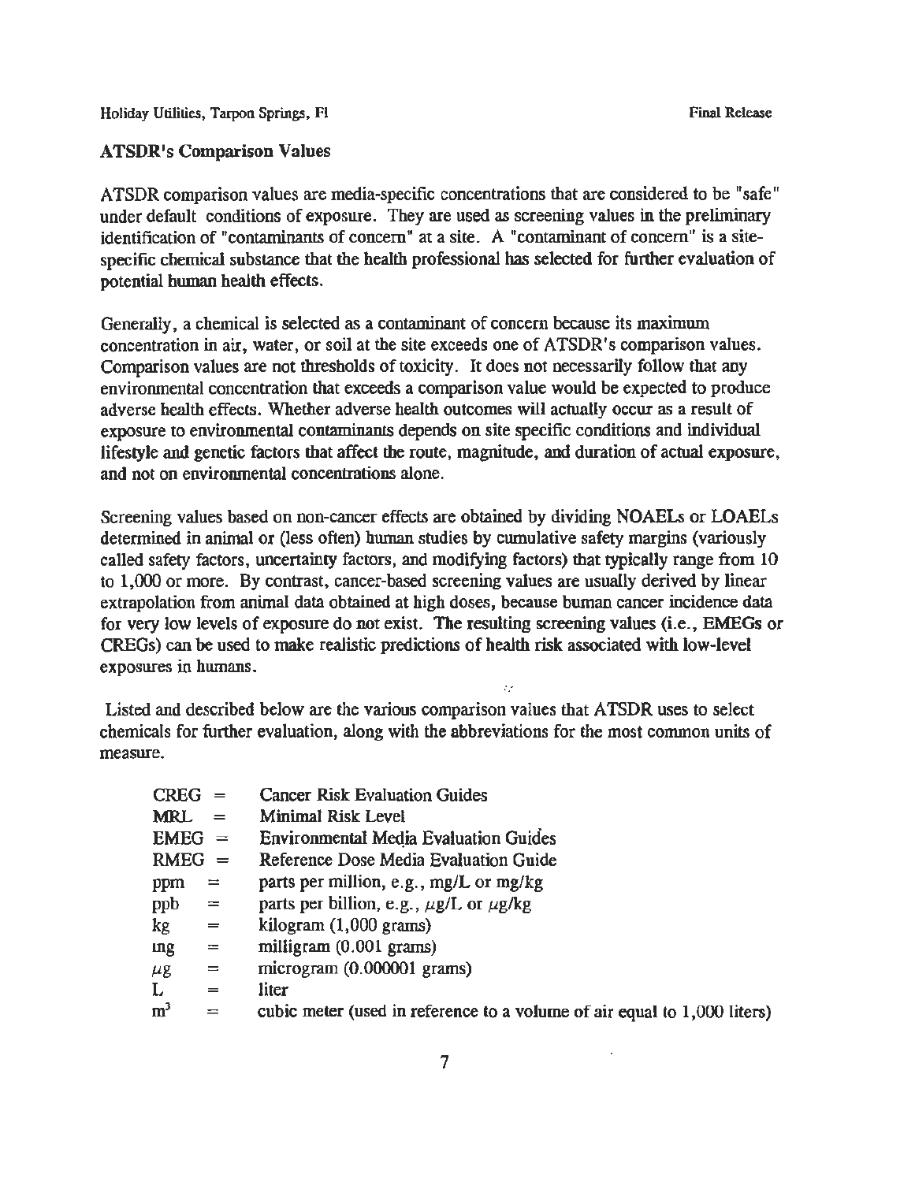## ATSDR's Comparison Values

ATSDR comparison values are media-specific concentrations that are considered to be "safe" under default conditions of exposure. They are used as screening values in the preliminary identification of "contaminants of concern" at a site. A "contaminant of concern" is a site-specific chemical substance that the health professional has selected for further evaluation of potential human health effects.

Generally, a chemical is selected as a contaminant of concern because its maximum concentration in air, water, or soil at the site exceeds one of ATSDR's comparison values. Comparison values are not thresholds of toxicity. It does not necessarily follow that any environmental concentration that exceeds a comparison value would be expected to produce adverse health effects. Whether adverse health outcomes will actually occur as a result of exposure to environmental contaminants depends on site specific conditions and individual lifestyle and genetic factors that affect the route, magnitude, and duration of actual exposure, and not on environmental concentrations alone.

Screening values based on non-cancer effects are obtained by dividing NOAELs or LOAELs determined in animal or (less often) human studies by cumulative safety margins (variously called safety factors, uncertainty factors, and modifying factors) that typically range from 10 to 1,000 or more. By contrast, cancer-based screening values are usually derived by linear extrapolation from animal data obtained at high doses, because human cancer incidence data for very low levels of exposure do not exist. The resulting screening values (i.e., EMEGs or CREGs) can be used to make realistic predictions of health risk associated with low-level exposures in humans.

Listed and described below are the various comparison values that ATSDR uses to select chemicals for further evaluation, along with the abbreviations for the most common units of measure.

| | | |
|---|---|---|
| CREG | = | Cancer Risk Evaluation Guides |
| MRL | = | Minimal Risk Level |
| EMEG | = | Environmental Media Evaluation Guides |
| RMEG | = | Reference Dose Media Evaluation Guide |
| ppm | = | parts per million, e.g., mg/L or mg/kg |
| ppb | = | parts per billion, e.g., $\mu$g/L or $\mu$g/kg |
| kg | = | kilogram (1,000 grams) |
| mg | = | milligram (0.001 grams) |
| $\mu$g | = | microgram (0.000001 grams) |
| L | = | liter |
| $m^3$ | = | cubic meter (used in reference to a volume of air equal to 1,000 liters) |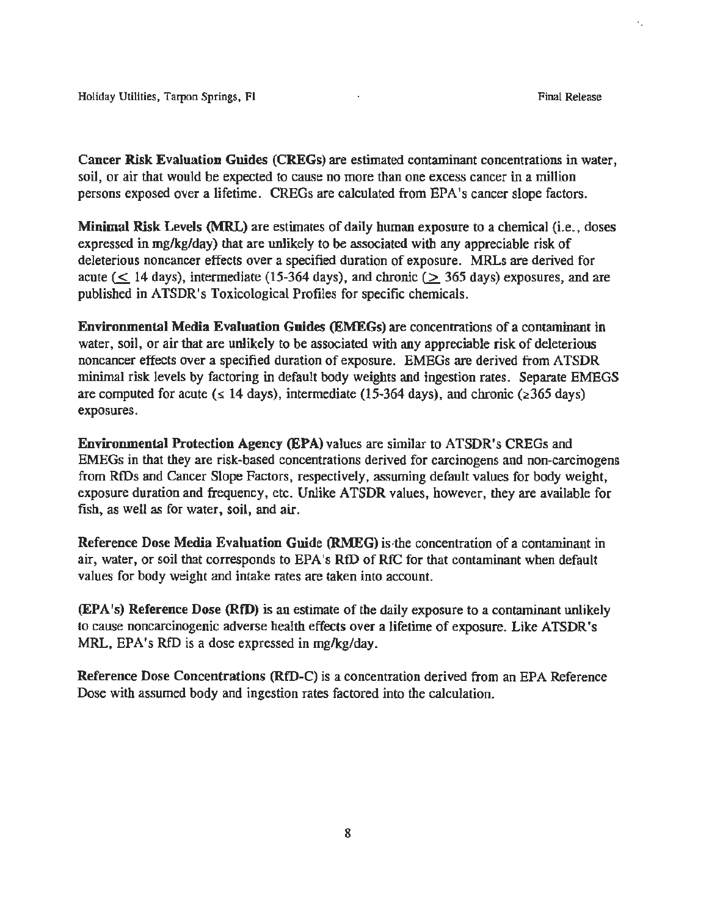**Cancer Risk Evaluation Guides (CREGs)** are estimated contaminant concentrations in water, soil, or air that would be expected to cause no more than one excess cancer in a million persons exposed over a lifetime. CREGs are calculated from EPA's cancer slope factors.

**Minimal Risk Levels (MRL)** are estimates of daily human exposure to a chemical (i.e., doses expressed in mg/kg/day) that are unlikely to be associated with any appreciable risk of deleterious noncancer effects over a specified duration of exposure. MRLs are derived for acute ($\leq$ 14 days), intermediate (15-364 days), and chronic ($\geq$ 365 days) exposures, and are published in ATSDR's Toxicological Profiles for specific chemicals.

**Environmental Media Evaluation Guides (EMEGs)** are concentrations of a contaminant in water, soil, or air that are unlikely to be associated with any appreciable risk of deleterious noncancer effects over a specified duration of exposure. EMEGs are derived from ATSDR minimal risk levels by factoring in default body weights and ingestion rates. Separate EMEGS are computed for acute ($\leq$ 14 days), intermediate (15-364 days), and chronic ($\geq$365 days) exposures.

**Environmental Protection Agency (EPA)** values are similar to ATSDR's CREGs and EMEGs in that they are risk-based concentrations derived for carcinogens and non-carcinogens from RfDs and Cancer Slope Factors, respectively, assuming default values for body weight, exposure duration and frequency, etc. Unlike ATSDR values, however, they are available for fish, as well as for water, soil, and air.

**Reference Dose Media Evaluation Guide (RMEG)** is the concentration of a contaminant in air, water, or soil that corresponds to EPA's RfD of RfC for that contaminant when default values for body weight and intake rates are taken into account.

**(EPA's) Reference Dose (RfD)** is an estimate of the daily exposure to a contaminant unlikely to cause noncarcinogenic adverse health effects over a lifetime of exposure. Like ATSDR's MRL, EPA's RfD is a dose expressed in mg/kg/day.

**Reference Dose Concentrations (RfD-C)** is a concentration derived from an EPA Reference Dose with assumed body and ingestion rates factored into the calculation.